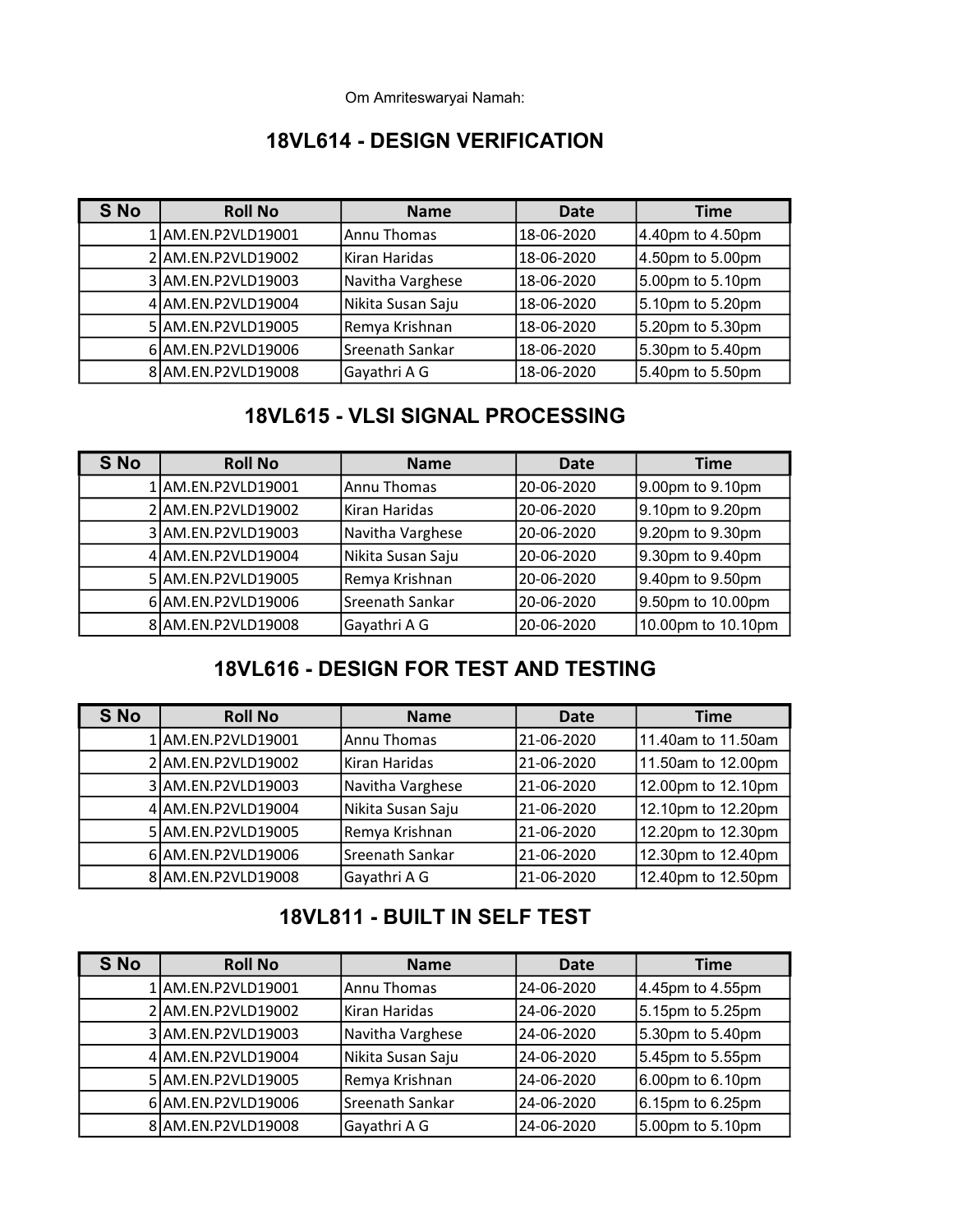Om Amriteswaryai Namah:

## 18VL614 - DESIGN VERIFICATION

| S No | Roll No | Name | Date | Time |
|---|---|---|---|---|
| 1 | AM.EN.P2VLD19001 | Annu Thomas | 18-06-2020 | 4.40pm to 4.50pm |
| 2 | AM.EN.P2VLD19002 | Kiran Haridas | 18-06-2020 | 4.50pm to 5.00pm |
| 3 | AM.EN.P2VLD19003 | Navitha Varghese | 18-06-2020 | 5.00pm to 5.10pm |
| 4 | AM.EN.P2VLD19004 | Nikita Susan Saju | 18-06-2020 | 5.10pm to 5.20pm |
| 5 | AM.EN.P2VLD19005 | Remya Krishnan | 18-06-2020 | 5.20pm to 5.30pm |
| 6 | AM.EN.P2VLD19006 | Sreenath Sankar | 18-06-2020 | 5.30pm to 5.40pm |
| 8 | AM.EN.P2VLD19008 | Gayathri A G | 18-06-2020 | 5.40pm to 5.50pm |

## 18VL615 - VLSI SIGNAL PROCESSING

| S No | Roll No | Name | Date | Time |
|---|---|---|---|---|
| 1 | AM.EN.P2VLD19001 | Annu Thomas | 20-06-2020 | 9.00pm to 9.10pm |
| 2 | AM.EN.P2VLD19002 | Kiran Haridas | 20-06-2020 | 9.10pm to 9.20pm |
| 3 | AM.EN.P2VLD19003 | Navitha Varghese | 20-06-2020 | 9.20pm to 9.30pm |
| 4 | AM.EN.P2VLD19004 | Nikita Susan Saju | 20-06-2020 | 9.30pm to 9.40pm |
| 5 | AM.EN.P2VLD19005 | Remya Krishnan | 20-06-2020 | 9.40pm to 9.50pm |
| 6 | AM.EN.P2VLD19006 | Sreenath Sankar | 20-06-2020 | 9.50pm to 10.00pm |
| 8 | AM.EN.P2VLD19008 | Gayathri A G | 20-06-2020 | 10.00pm to 10.10pm |

## 18VL616 - DESIGN FOR TEST AND TESTING

| S No | Roll No | Name | Date | Time |
|---|---|---|---|---|
| 1 | AM.EN.P2VLD19001 | Annu Thomas | 21-06-2020 | 11.40am to 11.50am |
| 2 | AM.EN.P2VLD19002 | Kiran Haridas | 21-06-2020 | 11.50am to 12.00pm |
| 3 | AM.EN.P2VLD19003 | Navitha Varghese | 21-06-2020 | 12.00pm to 12.10pm |
| 4 | AM.EN.P2VLD19004 | Nikita Susan Saju | 21-06-2020 | 12.10pm to 12.20pm |
| 5 | AM.EN.P2VLD19005 | Remya Krishnan | 21-06-2020 | 12.20pm to 12.30pm |
| 6 | AM.EN.P2VLD19006 | Sreenath Sankar | 21-06-2020 | 12.30pm to 12.40pm |
| 8 | AM.EN.P2VLD19008 | Gayathri A G | 21-06-2020 | 12.40pm to 12.50pm |

## 18VL811 - BUILT IN SELF TEST

| S No | Roll No | Name | Date | Time |
|---|---|---|---|---|
| 1 | AM.EN.P2VLD19001 | Annu Thomas | 24-06-2020 | 4.45pm to 4.55pm |
| 2 | AM.EN.P2VLD19002 | Kiran Haridas | 24-06-2020 | 5.15pm to 5.25pm |
| 3 | AM.EN.P2VLD19003 | Navitha Varghese | 24-06-2020 | 5.30pm to 5.40pm |
| 4 | AM.EN.P2VLD19004 | Nikita Susan Saju | 24-06-2020 | 5.45pm to 5.55pm |
| 5 | AM.EN.P2VLD19005 | Remya Krishnan | 24-06-2020 | 6.00pm to 6.10pm |
| 6 | AM.EN.P2VLD19006 | Sreenath Sankar | 24-06-2020 | 6.15pm to 6.25pm |
| 8 | AM.EN.P2VLD19008 | Gayathri A G | 24-06-2020 | 5.00pm to 5.10pm |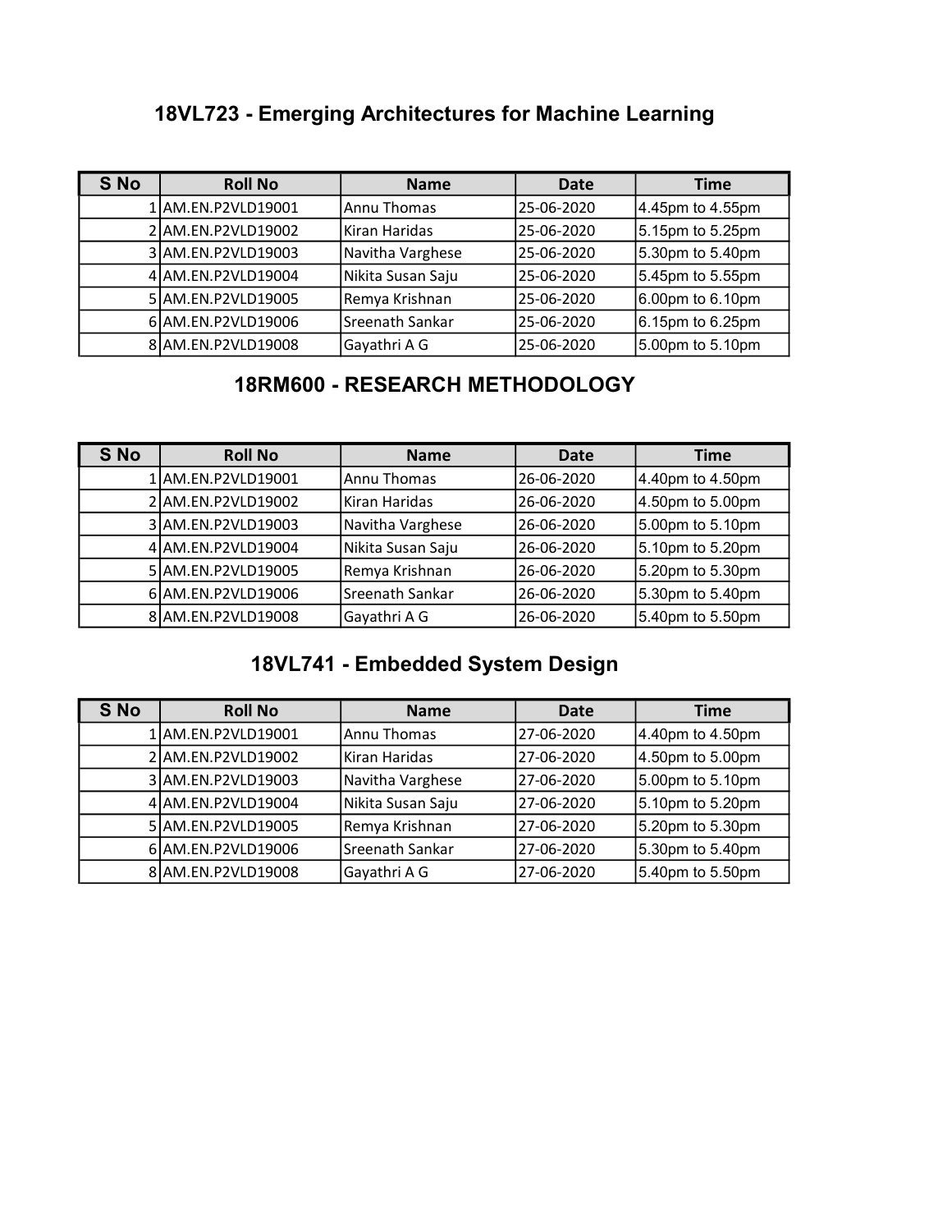## 18VL723 - Emerging Architectures for Machine Learning

| S No | Roll No | Name | Date | Time |
|---|---|---|---|---|
| 1 | AM.EN.P2VLD19001 | Annu Thomas | 25-06-2020 | 4.45pm to 4.55pm |
| 2 | AM.EN.P2VLD19002 | Kiran Haridas | 25-06-2020 | 5.15pm to 5.25pm |
| 3 | AM.EN.P2VLD19003 | Navitha Varghese | 25-06-2020 | 5.30pm to 5.40pm |
| 4 | AM.EN.P2VLD19004 | Nikita Susan Saju | 25-06-2020 | 5.45pm to 5.55pm |
| 5 | AM.EN.P2VLD19005 | Remya Krishnan | 25-06-2020 | 6.00pm to 6.10pm |
| 6 | AM.EN.P2VLD19006 | Sreenath Sankar | 25-06-2020 | 6.15pm to 6.25pm |
| 8 | AM.EN.P2VLD19008 | Gayathri A G | 25-06-2020 | 5.00pm to 5.10pm |

## 18RM600 - RESEARCH METHODOLOGY

| S No | Roll No | Name | Date | Time |
|---|---|---|---|---|
| 1 | AM.EN.P2VLD19001 | Annu Thomas | 26-06-2020 | 4.40pm to 4.50pm |
| 2 | AM.EN.P2VLD19002 | Kiran Haridas | 26-06-2020 | 4.50pm to 5.00pm |
| 3 | AM.EN.P2VLD19003 | Navitha Varghese | 26-06-2020 | 5.00pm to 5.10pm |
| 4 | AM.EN.P2VLD19004 | Nikita Susan Saju | 26-06-2020 | 5.10pm to 5.20pm |
| 5 | AM.EN.P2VLD19005 | Remya Krishnan | 26-06-2020 | 5.20pm to 5.30pm |
| 6 | AM.EN.P2VLD19006 | Sreenath Sankar | 26-06-2020 | 5.30pm to 5.40pm |
| 8 | AM.EN.P2VLD19008 | Gayathri A G | 26-06-2020 | 5.40pm to 5.50pm |

## 18VL741 - Embedded System Design

| S No | Roll No | Name | Date | Time |
|---|---|---|---|---|
| 1 | AM.EN.P2VLD19001 | Annu Thomas | 27-06-2020 | 4.40pm to 4.50pm |
| 2 | AM.EN.P2VLD19002 | Kiran Haridas | 27-06-2020 | 4.50pm to 5.00pm |
| 3 | AM.EN.P2VLD19003 | Navitha Varghese | 27-06-2020 | 5.00pm to 5.10pm |
| 4 | AM.EN.P2VLD19004 | Nikita Susan Saju | 27-06-2020 | 5.10pm to 5.20pm |
| 5 | AM.EN.P2VLD19005 | Remya Krishnan | 27-06-2020 | 5.20pm to 5.30pm |
| 6 | AM.EN.P2VLD19006 | Sreenath Sankar | 27-06-2020 | 5.30pm to 5.40pm |
| 8 | AM.EN.P2VLD19008 | Gayathri A G | 27-06-2020 | 5.40pm to 5.50pm |